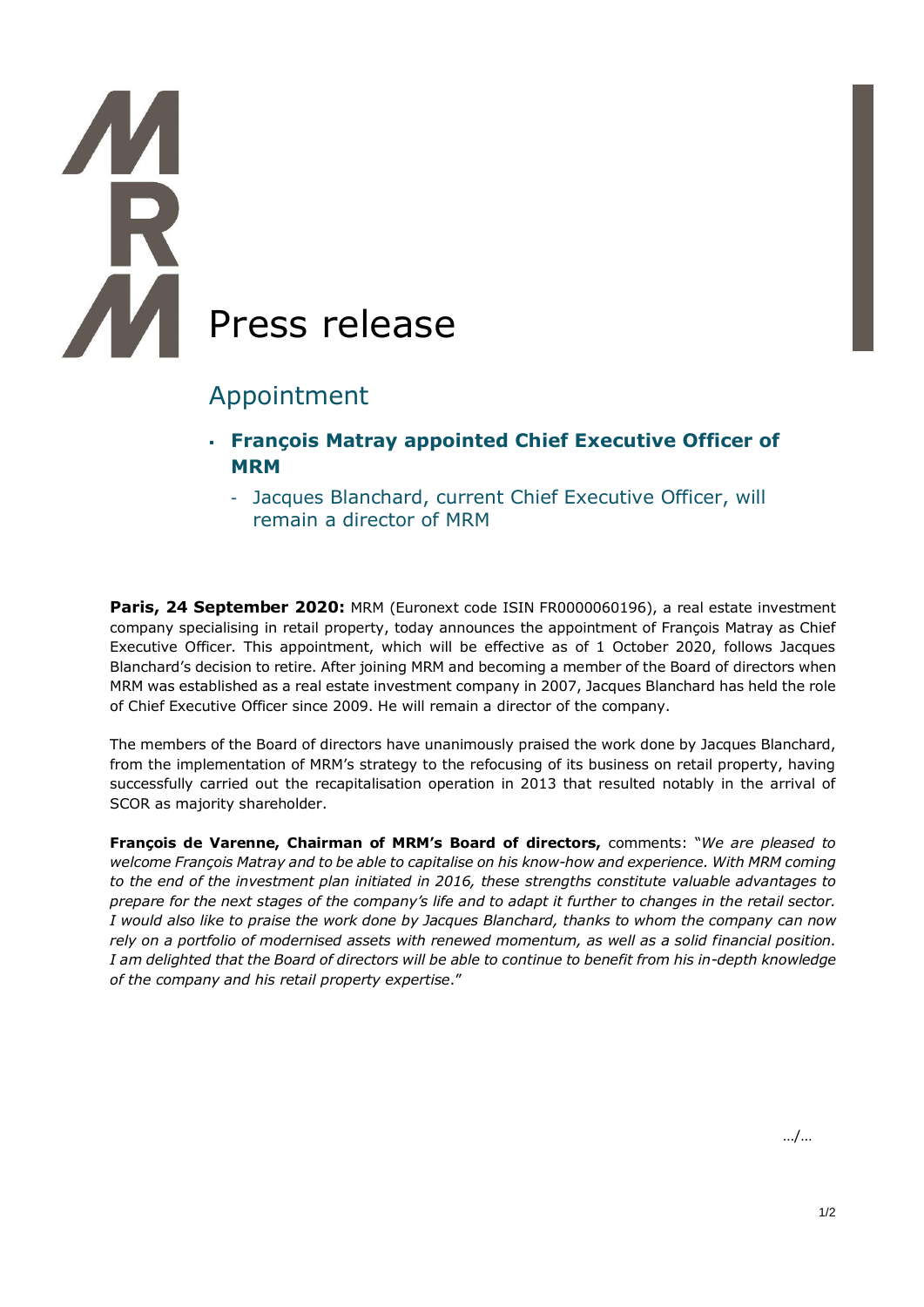# Press release

## Appointment

- **François Matray appointed Chief Executive Officer of MRM**
  - Jacques Blanchard, current Chief Executive Officer, will remain a director of MRM

**Paris, 24 September 2020:** MRM (Euronext code ISIN FR0000060196), a real estate investment company specialising in retail property, today announces the appointment of François Matray as Chief Executive Officer. This appointment, which will be effective as of 1 October 2020, follows Jacques Blanchard's decision to retire. After joining MRM and becoming a member of the Board of directors when MRM was established as a real estate investment company in 2007, Jacques Blanchard has held the role of Chief Executive Officer since 2009. He will remain a director of the company.

The members of the Board of directors have unanimously praised the work done by Jacques Blanchard, from the implementation of MRM's strategy to the refocusing of its business on retail property, having successfully carried out the recapitalisation operation in 2013 that resulted notably in the arrival of SCOR as majority shareholder.

**François de Varenne, Chairman of MRM's Board of directors,** comments: "*We are pleased to welcome François Matray and to be able to capitalise on his know-how and experience. With MRM coming to the end of the investment plan initiated in 2016, these strengths constitute valuable advantages to prepare for the next stages of the company's life and to adapt it further to changes in the retail sector. I would also like to praise the work done by Jacques Blanchard, thanks to whom the company can now rely on a portfolio of modernised assets with renewed momentum, as well as a solid financial position. I am delighted that the Board of directors will be able to continue to benefit from his in-depth knowledge of the company and his retail property expertise*."

…/…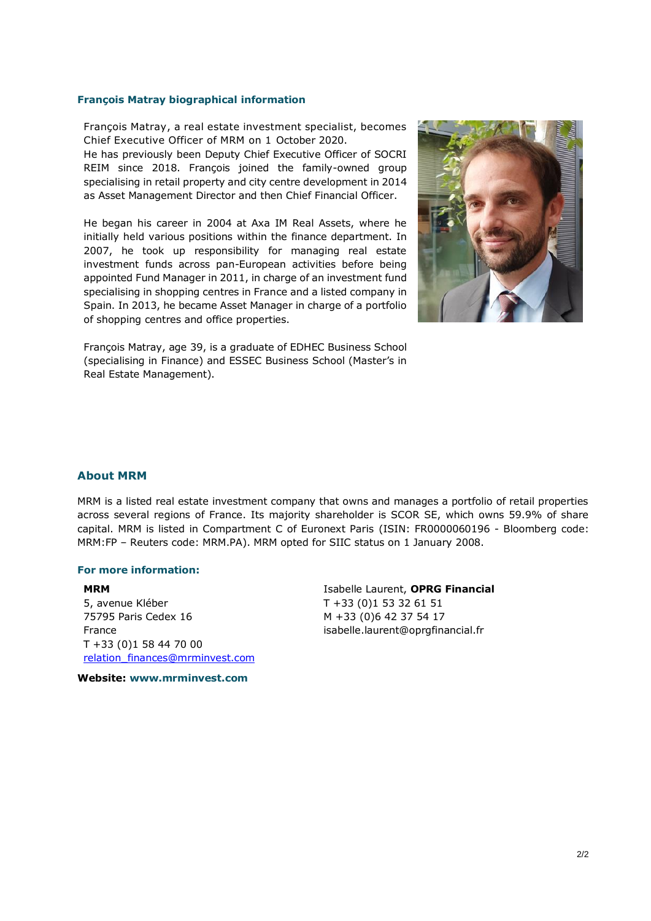### François Matray biographical information

François Matray, a real estate investment specialist, becomes Chief Executive Officer of MRM on 1 October 2020.
He has previously been Deputy Chief Executive Officer of SOCRI REIM since 2018. François joined the family-owned group specialising in retail property and city centre development in 2014 as Asset Management Director and then Chief Financial Officer.

He began his career in 2004 at Axa IM Real Assets, where he initially held various positions within the finance department. In 2007, he took up responsibility for managing real estate investment funds across pan-European activities before being appointed Fund Manager in 2011, in charge of an investment fund specialising in shopping centres in France and a listed company in Spain. In 2013, he became Asset Manager in charge of a portfolio of shopping centres and office properties.

François Matray, age 39, is a graduate of EDHEC Business School (specialising in Finance) and ESSEC Business School (Master's in Real Estate Management).

## About MRM

MRM is a listed real estate investment company that owns and manages a portfolio of retail properties across several regions of France. Its majority shareholder is SCOR SE, which owns 59.9% of share capital. MRM is listed in Compartment C of Euronext Paris (ISIN: FR0000060196 - Bloomberg code: MRM:FP – Reuters code: MRM.PA). MRM opted for SIIC status on 1 January 2008.

### For more information:

**MRM**
5, avenue Kléber
75795 Paris Cedex 16
France
T +33 (0)1 58 44 70 00
relation_finances@mrminvest.com

Isabelle Laurent, **OPRG Financial**
T +33 (0)1 53 32 61 51
M +33 (0)6 42 37 54 17
isabelle.laurent@oprgfinancial.fr

**Website: www.mrminvest.com**